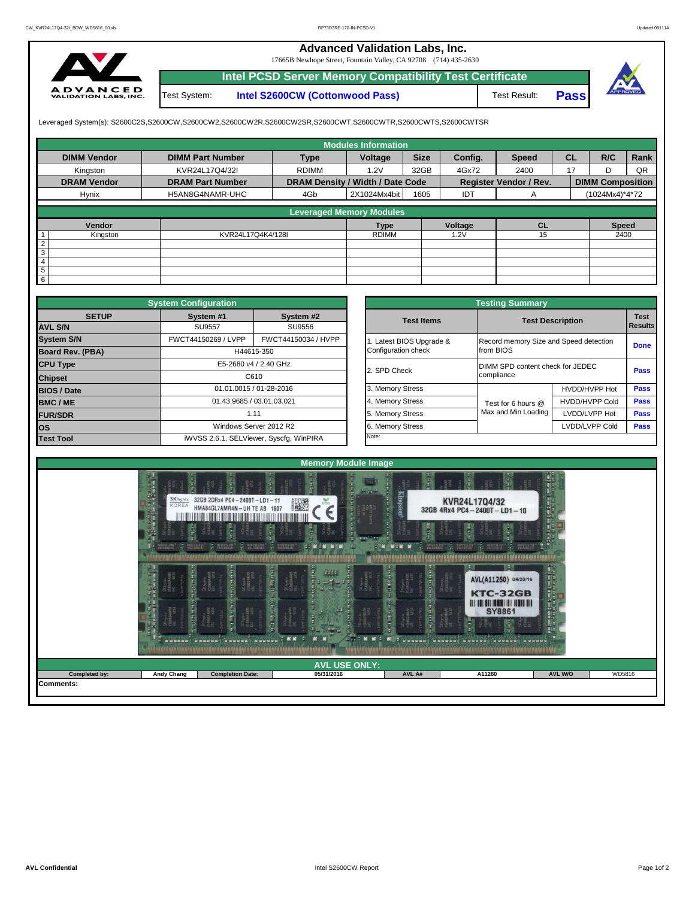# Advanced Validation Labs, Inc.

17665B Newhope Street, Fountain Valley, CA 92708 (714) 435-2630

## Intel PCSD Server Memory Compatibility Test Certificate

| Test System: | Intel S2600CW (Cottonwood Pass) | Test Result: | Pass |
|---|---|---|---|

Leveraged System(s): S2600C2S,S2600CW,S2600CW2,S2600CW2R,S2600CW2SR,S2600CWT,S2600CWTR,S2600CWTS,S2600CWTSR

## Modules Information

| DIMM Vendor | DIMM Part Number | Type | Voltage | Size | Config. | Speed | CL | R/C | Rank |
|---|---|---|---|---|---|---|---|---|---|
| Kingston | KVR24L17Q4/32I | RDIMM | 1.2V | 32GB | 4Gx72 | 2400 | 17 | D | QR |
| **DRAM Vendor** | **DRAM Part Number** | **DRAM Density / Width / Date Code** | | | **Register Vendor / Rev.** | | | **DIMM Composition** | |
| Hynix | H5AN8G4NAMR-UHC | 4Gb | 2X1024Mx4bit | 1605 | IDT | A | | (1024Mx4)*4*72 | |

## Leveraged Memory Modules

| | Vendor | | Type | Voltage | CL | Speed |
|---|---|---|---|---|---|---|
| 1 | Kingston | KVR24L17Q4K4/128I | RDIMM | 1.2V | 15 | 2400 |
| 2 | | | | | | |
| 3 | | | | | | |
| 4 | | | | | | |
| 5 | | | | | | |
| 6 | | | | | | |

## System Configuration

| SETUP | System #1 | System #2 |
|---|---|---|
| AVL S/N | SU9557 | SU9556 |
| System S/N | FWCT44150269 / LVPP | FWCT44150034 / HVPP |
| Board Rev. (PBA) | H44615-350 | |
| CPU Type | E5-2680 v4 / 2.40 GHz | |
| Chipset | C610 | |
| BIOS / Date | 01.01.0015 / 01-28-2016 | |
| BMC / ME | 01.43.9685 / 03.01.03.021 | |
| FUR/SDR | 1.11 | |
| OS | Windows Server 2012 R2 | |
| Test Tool | iWVSS 2.6.1, SELViewer, Syscfg, WinPIRA | |

## Testing Summary

| Test Items | Test Description | | Test Results |
|---|---|---|---|
| 1. Latest BIOS Upgrade & Configuration check | Record memory Size and Speed detection from BIOS | | Done |
| 2. SPD Check | DIMM SPD content check for JEDEC compliance | | Pass |
| 3. Memory Stress | Test for 6 hours @ Max and Min Loading | HVDD/HVPP Hot | Pass |
| 4. Memory Stress | | HVDD/HVPP Cold | Pass |
| 5. Memory Stress | | LVDD/LVPP Hot | Pass |
| 6. Memory Stress | | LVDD/LVPP Cold | Pass |
| Note: | | | |

## Memory Module Image

## AVL USE ONLY:

| Completed by: | Andy Chang | Completion Date: | 05/31/2016 | AVL A# | A11260 | AVL W/O | WD5816 |
|---|---|---|---|---|---|---|---|

Comments: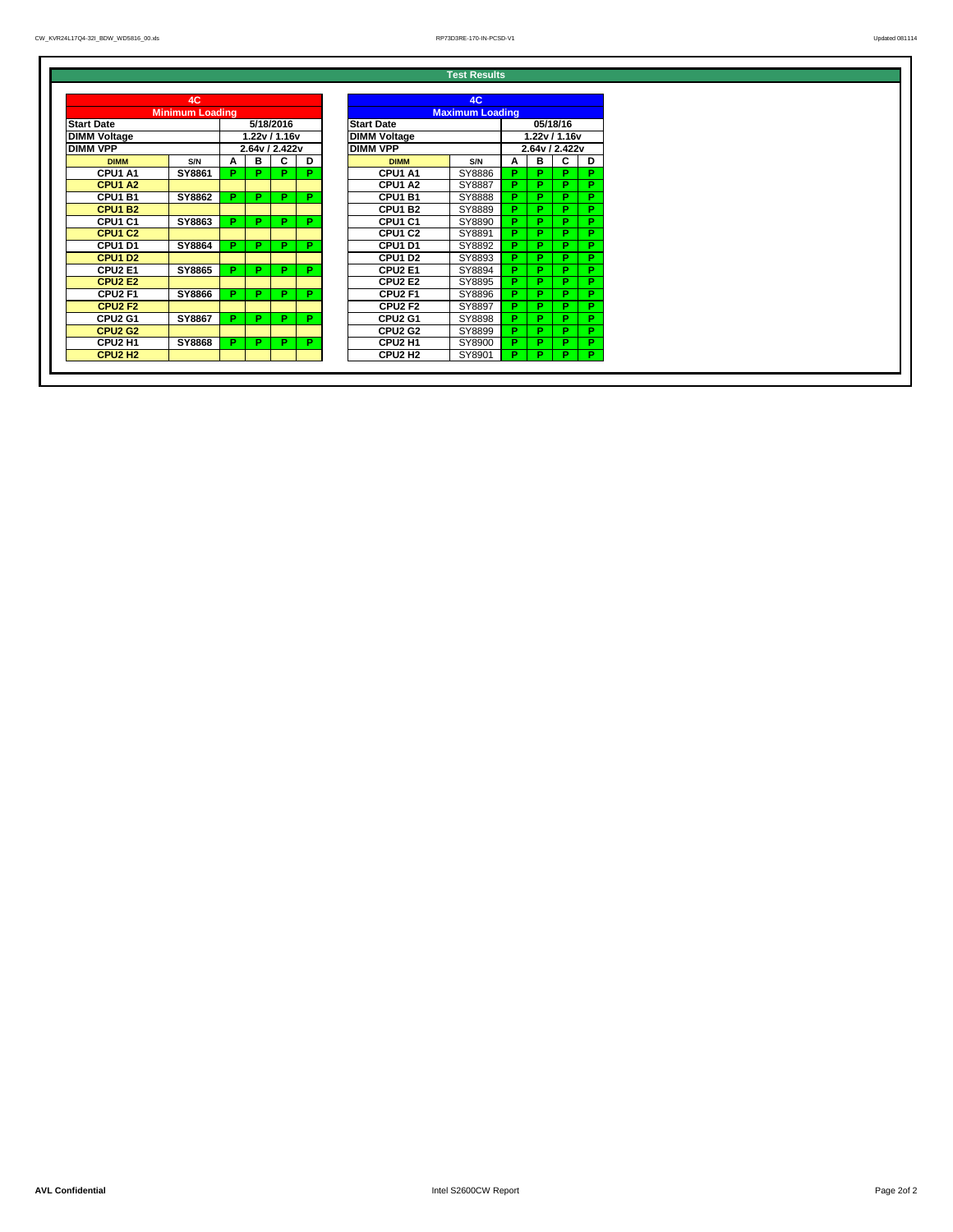## Test Results

| 4C Minimum Loading | | | | | |
|---|---|---|---|---|---|
| **Start Date** | | 5/18/2016 | | | |
| **DIMM Voltage** | | 1.22v / 1.16v | | | |
| **DIMM VPP** | | 2.64v / 2.422v | | | |
| **DIMM** | **S/N** | **A** | **B** | **C** | **D** |
| CPU1 A1 | SY8861 | P | P | P | P |
| CPU1 A2 | | | | | |
| CPU1 B1 | SY8862 | P | P | P | P |
| CPU1 B2 | | | | | |
| CPU1 C1 | SY8863 | P | P | P | P |
| CPU1 C2 | | | | | |
| CPU1 D1 | SY8864 | P | P | P | P |
| CPU1 D2 | | | | | |
| CPU2 E1 | SY8865 | P | P | P | P |
| CPU2 E2 | | | | | |
| CPU2 F1 | SY8866 | P | P | P | P |
| CPU2 F2 | | | | | |
| CPU2 G1 | SY8867 | P | P | P | P |
| CPU2 G2 | | | | | |
| CPU2 H1 | SY8868 | P | P | P | P |
| CPU2 H2 | | | | | |

| 4C Maximum Loading | | | | | |
|---|---|---|---|---|---|
| **Start Date** | | 05/18/16 | | | |
| **DIMM Voltage** | | 1.22v / 1.16v | | | |
| **DIMM VPP** | | 2.64v / 2.422v | | | |
| **DIMM** | **S/N** | **A** | **B** | **C** | **D** |
| CPU1 A1 | SY8886 | P | P | P | P |
| CPU1 A2 | SY8887 | P | P | P | P |
| CPU1 B1 | SY8888 | P | P | P | P |
| CPU1 B2 | SY8889 | P | P | P | P |
| CPU1 C1 | SY8890 | P | P | P | P |
| CPU1 C2 | SY8891 | P | P | P | P |
| CPU1 D1 | SY8892 | P | P | P | P |
| CPU1 D2 | SY8893 | P | P | P | P |
| CPU2 E1 | SY8894 | P | P | P | P |
| CPU2 E2 | SY8895 | P | P | P | P |
| CPU2 F1 | SY8896 | P | P | P | P |
| CPU2 F2 | SY8897 | P | P | P | P |
| CPU2 G1 | SY8898 | P | P | P | P |
| CPU2 G2 | SY8899 | P | P | P | P |
| CPU2 H1 | SY8900 | P | P | P | P |
| CPU2 H2 | SY8901 | P | P | P | P |